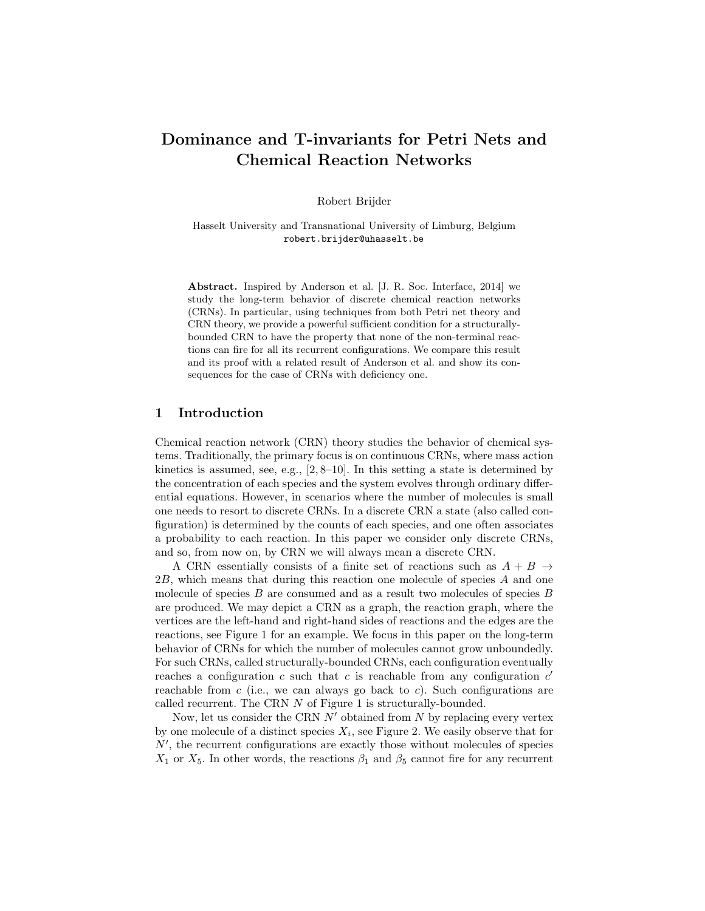# Dominance and T-invariants for Petri Nets and Chemical Reaction Networks

Robert Brijder

Hasselt University and Transnational University of Limburg, Belgium
robert.brijder@uhasselt.be

**Abstract.** Inspired by Anderson et al. [J. R. Soc. Interface, 2014] we study the long-term behavior of discrete chemical reaction networks (CRNs). In particular, using techniques from both Petri net theory and CRN theory, we provide a powerful sufficient condition for a structurally-bounded CRN to have the property that none of the non-terminal reactions can fire for all its recurrent configurations. We compare this result and its proof with a related result of Anderson et al. and show its consequences for the case of CRNs with deficiency one.

## 1 Introduction

Chemical reaction network (CRN) theory studies the behavior of chemical systems. Traditionally, the primary focus is on continuous CRNs, where mass action kinetics is assumed, see, e.g., [2, 8–10]. In this setting a state is determined by the concentration of each species and the system evolves through ordinary differential equations. However, in scenarios where the number of molecules is small one needs to resort to discrete CRNs. In a discrete CRN a state (also called configuration) is determined by the counts of each species, and one often associates a probability to each reaction. In this paper we consider only discrete CRNs, and so, from now on, by CRN we will always mean a discrete CRN.

A CRN essentially consists of a finite set of reactions such as $A + B \rightarrow 2B$, which means that during this reaction one molecule of species $A$ and one molecule of species $B$ are consumed and as a result two molecules of species $B$ are produced. We may depict a CRN as a graph, the reaction graph, where the vertices are the left-hand and right-hand sides of reactions and the edges are the reactions, see Figure 1 for an example. We focus in this paper on the long-term behavior of CRNs for which the number of molecules cannot grow unboundedly. For such CRNs, called structurally-bounded CRNs, each configuration eventually reaches a configuration $c$ such that $c$ is reachable from any configuration $c'$ reachable from $c$ (i.e., we can always go back to $c$). Such configurations are called recurrent. The CRN $N$ of Figure 1 is structurally-bounded.

Now, let us consider the CRN $N'$ obtained from $N$ by replacing every vertex by one molecule of a distinct species $X_i$, see Figure 2. We easily observe that for $N'$, the recurrent configurations are exactly those without molecules of species $X_1$ or $X_5$. In other words, the reactions $\beta_1$ and $\beta_5$ cannot fire for any recurrent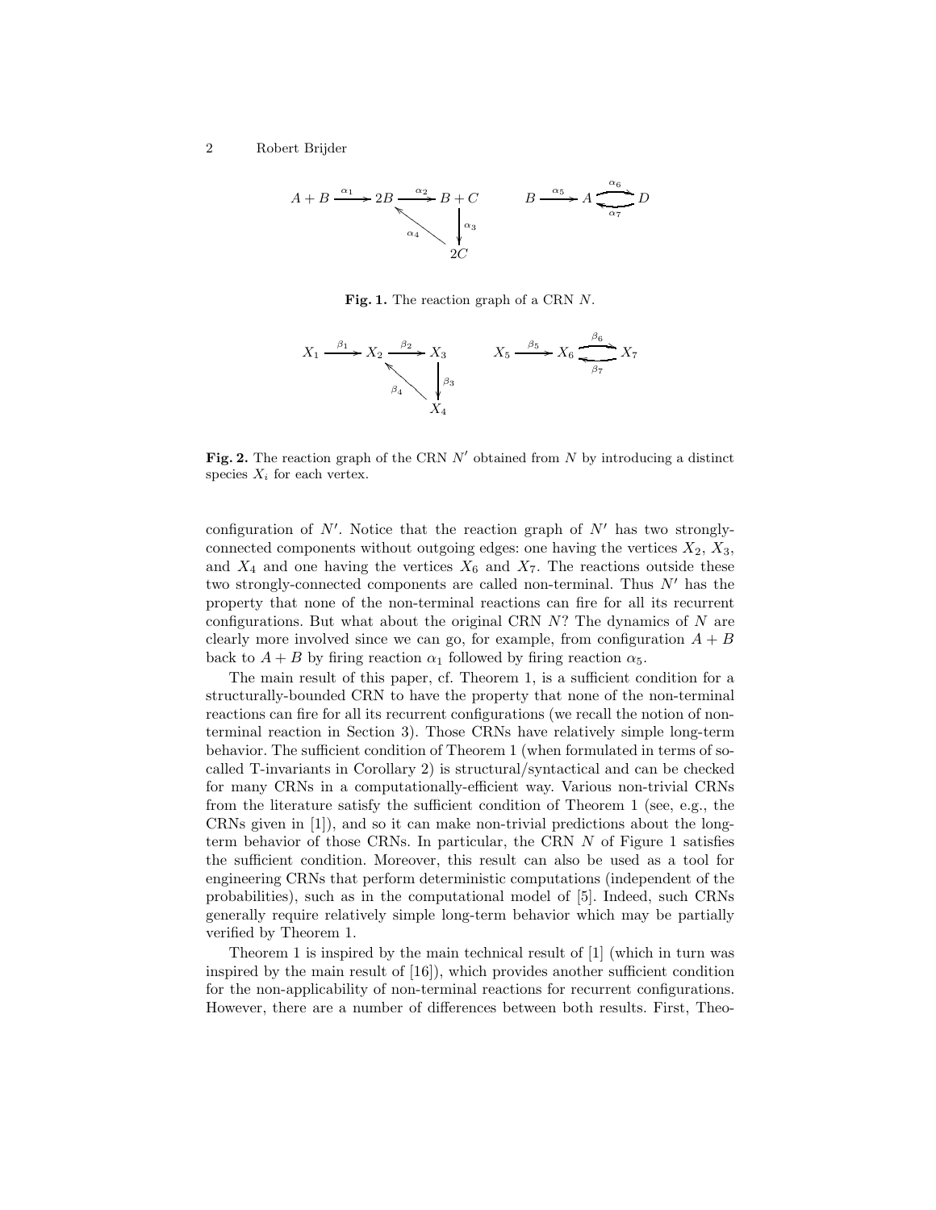**Fig. 1.** The reaction graph of a CRN $N$.

**Fig. 2.** The reaction graph of the CRN $N'$ obtained from $N$ by introducing a distinct species $X_i$ for each vertex.

configuration of $N'$. Notice that the reaction graph of $N'$ has two strongly-connected components without outgoing edges: one having the vertices $X_2$, $X_3$, and $X_4$ and one having the vertices $X_6$ and $X_7$. The reactions outside these two strongly-connected components are called non-terminal. Thus $N'$ has the property that none of the non-terminal reactions can fire for all its recurrent configurations. But what about the original CRN $N$? The dynamics of $N$ are clearly more involved since we can go, for example, from configuration $A+B$ back to $A+B$ by firing reaction $\alpha_1$ followed by firing reaction $\alpha_5$.

The main result of this paper, cf. Theorem 1, is a sufficient condition for a structurally-bounded CRN to have the property that none of the non-terminal reactions can fire for all its recurrent configurations (we recall the notion of non-terminal reaction in Section 3). Those CRNs have relatively simple long-term behavior. The sufficient condition of Theorem 1 (when formulated in terms of so-called T-invariants in Corollary 2) is structural/syntactical and can be checked for many CRNs in a computationally-efficient way. Various non-trivial CRNs from the literature satisfy the sufficient condition of Theorem 1 (see, e.g., the CRNs given in [1]), and so it can make non-trivial predictions about the long-term behavior of those CRNs. In particular, the CRN $N$ of Figure 1 satisfies the sufficient condition. Moreover, this result can also be used as a tool for engineering CRNs that perform deterministic computations (independent of the probabilities), such as in the computational model of [5]. Indeed, such CRNs generally require relatively simple long-term behavior which may be partially verified by Theorem 1.

Theorem 1 is inspired by the main technical result of [1] (which in turn was inspired by the main result of [16]), which provides another sufficient condition for the non-applicability of non-terminal reactions for recurrent configurations. However, there are a number of differences between both results. First, Theo-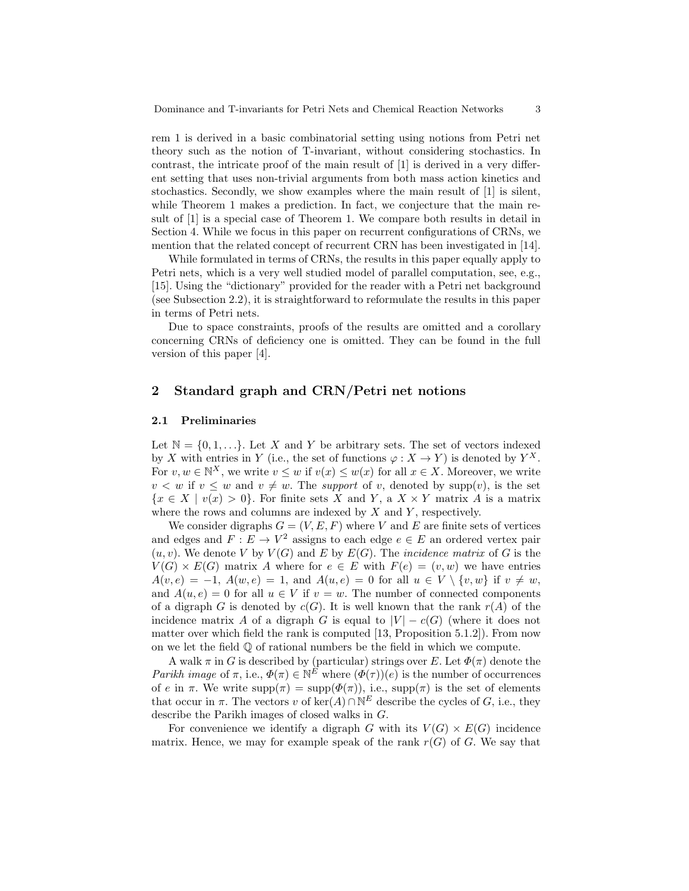rem 1 is derived in a basic combinatorial setting using notions from Petri net theory such as the notion of T-invariant, without considering stochastics. In contrast, the intricate proof of the main result of [1] is derived in a very different setting that uses non-trivial arguments from both mass action kinetics and stochastics. Secondly, we show examples where the main result of [1] is silent, while Theorem 1 makes a prediction. In fact, we conjecture that the main result of [1] is a special case of Theorem 1. We compare both results in detail in Section 4. While we focus in this paper on recurrent configurations of CRNs, we mention that the related concept of recurrent CRN has been investigated in [14].

While formulated in terms of CRNs, the results in this paper equally apply to Petri nets, which is a very well studied model of parallel computation, see, e.g., [15]. Using the "dictionary" provided for the reader with a Petri net background (see Subsection 2.2), it is straightforward to reformulate the results in this paper in terms of Petri nets.

Due to space constraints, proofs of the results are omitted and a corollary concerning CRNs of deficiency one is omitted. They can be found in the full version of this paper [4].

## 2 Standard graph and CRN/Petri net notions

### 2.1 Preliminaries

Let $\mathbb{N} = \{0, 1, \ldots\}$. Let $X$ and $Y$ be arbitrary sets. The set of vectors indexed by $X$ with entries in $Y$ (i.e., the set of functions $\varphi : X \to Y$) is denoted by $Y^X$. For $v, w \in \mathbb{N}^X$, we write $v \leq w$ if $v(x) \leq w(x)$ for all $x \in X$. Moreover, we write $v < w$ if $v \leq w$ and $v \neq w$. The *support* of $v$, denoted by $\mathrm{supp}(v)$, is the set $\{x \in X \mid v(x) > 0\}$. For finite sets $X$ and $Y$, a $X \times Y$ matrix $A$ is a matrix where the rows and columns are indexed by $X$ and $Y$, respectively.

We consider digraphs $G = (V, E, F)$ where $V$ and $E$ are finite sets of vertices and edges and $F : E \to V^2$ assigns to each edge $e \in E$ an ordered vertex pair $(u, v)$. We denote $V$ by $V(G)$ and $E$ by $E(G)$. The *incidence matrix* of $G$ is the $V(G) \times E(G)$ matrix $A$ where for $e \in E$ with $F(e) = (v, w)$ we have entries $A(v, e) = -1$, $A(w, e) = 1$, and $A(u, e) = 0$ for all $u \in V \setminus \{v, w\}$ if $v \neq w$, and $A(u, e) = 0$ for all $u \in V$ if $v = w$. The number of connected components of a digraph $G$ is denoted by $c(G)$. It is well known that the rank $r(A)$ of the incidence matrix $A$ of a digraph $G$ is equal to $|V| - c(G)$ (where it does not matter over which field the rank is computed [13, Proposition 5.1.2]). From now on we let the field $\mathbb{Q}$ of rational numbers be the field in which we compute.

A walk $\pi$ in $G$ is described by (particular) strings over $E$. Let $\Phi(\pi)$ denote the *Parikh image* of $\pi$, i.e., $\Phi(\pi) \in \mathbb{N}^E$ where $(\Phi(\tau))(e)$ is the number of occurrences of $e$ in $\pi$. We write $\mathrm{supp}(\pi) = \mathrm{supp}(\Phi(\pi))$, i.e., $\mathrm{supp}(\pi)$ is the set of elements that occur in $\pi$. The vectors $v$ of $\ker(A) \cap \mathbb{N}^E$ describe the cycles of $G$, i.e., they describe the Parikh images of closed walks in $G$.

For convenience we identify a digraph $G$ with its $V(G) \times E(G)$ incidence matrix. Hence, we may for example speak of the rank $r(G)$ of $G$. We say that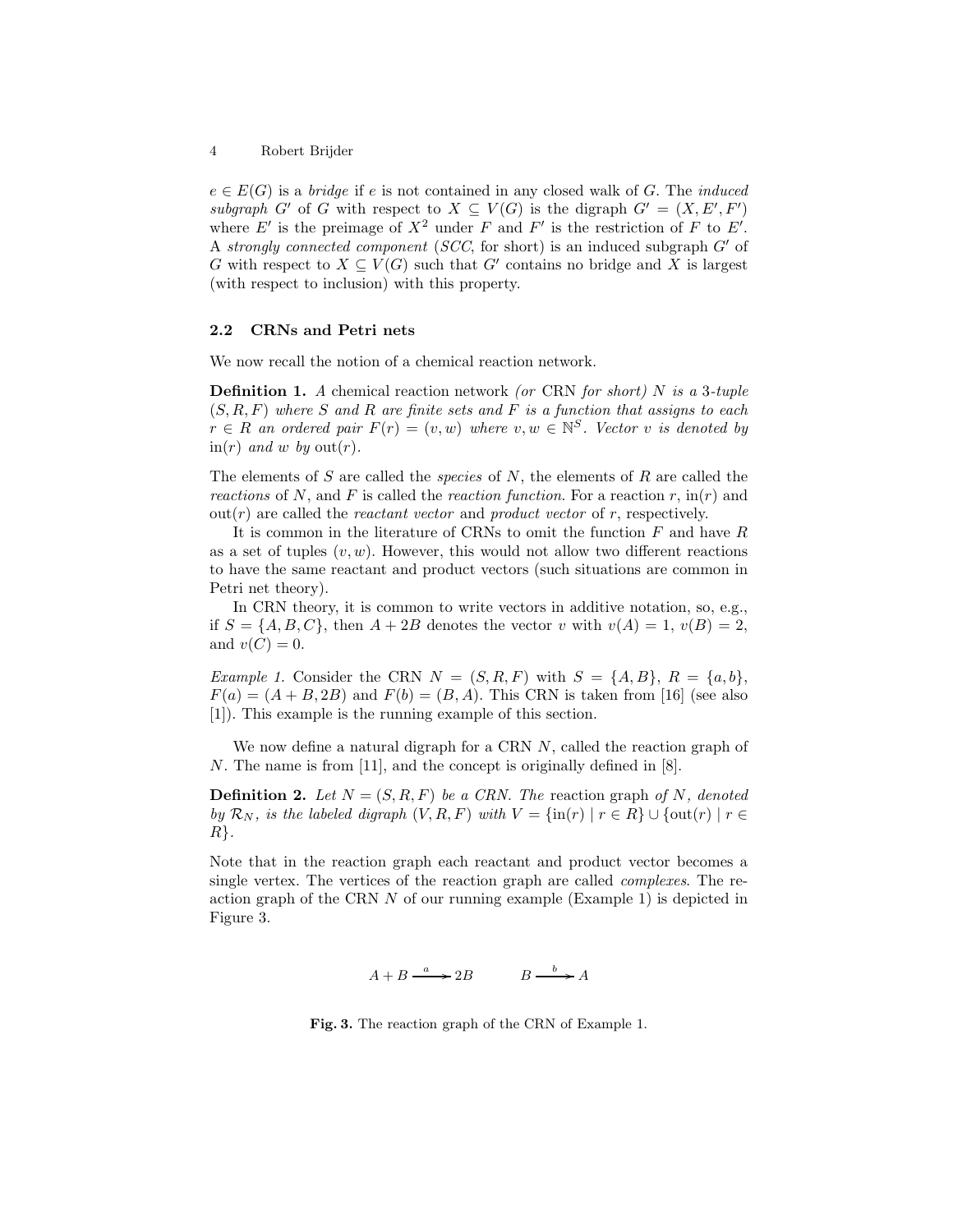$e \in E(G)$ is a *bridge* if $e$ is not contained in any closed walk of $G$. The *induced subgraph* $G'$ of $G$ with respect to $X \subseteq V(G)$ is the digraph $G' = (X, E', F')$ where $E'$ is the preimage of $X^2$ under $F$ and $F'$ is the restriction of $F$ to $E'$. A *strongly connected component* (*SCC*, for short) is an induced subgraph $G'$ of $G$ with respect to $X \subseteq V(G)$ such that $G'$ contains no bridge and $X$ is largest (with respect to inclusion) with this property.

### 2.2 CRNs and Petri nets

We now recall the notion of a chemical reaction network.

**Definition 1.** *A* chemical reaction network *(or* CRN *for short)* $N$ *is a* 3*-tuple* $(S, R, F)$ *where* $S$ *and* $R$ *are finite sets and* $F$ *is a function that assigns to each* $r \in R$ *an ordered pair* $F(r) = (v, w)$ *where* $v, w \in \mathbb{N}^S$*. Vector* $v$ *is denoted by* $\mathrm{in}(r)$ *and* $w$ *by* $\mathrm{out}(r)$*.*

The elements of $S$ are called the *species* of $N$, the elements of $R$ are called the *reactions* of $N$, and $F$ is called the *reaction function*. For a reaction $r$, $\mathrm{in}(r)$ and $\mathrm{out}(r)$ are called the *reactant vector* and *product vector* of $r$, respectively.

It is common in the literature of CRNs to omit the function $F$ and have $R$ as a set of tuples $(v, w)$. However, this would not allow two different reactions to have the same reactant and product vectors (such situations are common in Petri net theory).

In CRN theory, it is common to write vectors in additive notation, so, e.g., if $S = \{A, B, C\}$, then $A + 2B$ denotes the vector $v$ with $v(A) = 1$, $v(B) = 2$, and $v(C) = 0$.

*Example 1.* Consider the CRN $N = (S, R, F)$ with $S = \{A, B\}$, $R = \{a, b\}$, $F(a) = (A + B, 2B)$ and $F(b) = (B, A)$. This CRN is taken from [16] (see also [1]). This example is the running example of this section.

We now define a natural digraph for a CRN $N$, called the reaction graph of $N$. The name is from [11], and the concept is originally defined in [8].

**Definition 2.** *Let* $N = (S, R, F)$ *be a CRN. The* reaction graph *of* $N$*, denoted by* $\mathcal{R}_N$*, is the labeled digraph* $(V, R, F)$ *with* $V = \{\mathrm{in}(r) \mid r \in R\} \cup \{\mathrm{out}(r) \mid r \in R\}$*.*

Note that in the reaction graph each reactant and product vector becomes a single vertex. The vertices of the reaction graph are called *complexes*. The reaction graph of the CRN $N$ of our running example (Example 1) is depicted in Figure 3.

$$A + B \xrightarrow{a} 2B \qquad B \xrightarrow{b} A$$

**Fig. 3.** The reaction graph of the CRN of Example 1.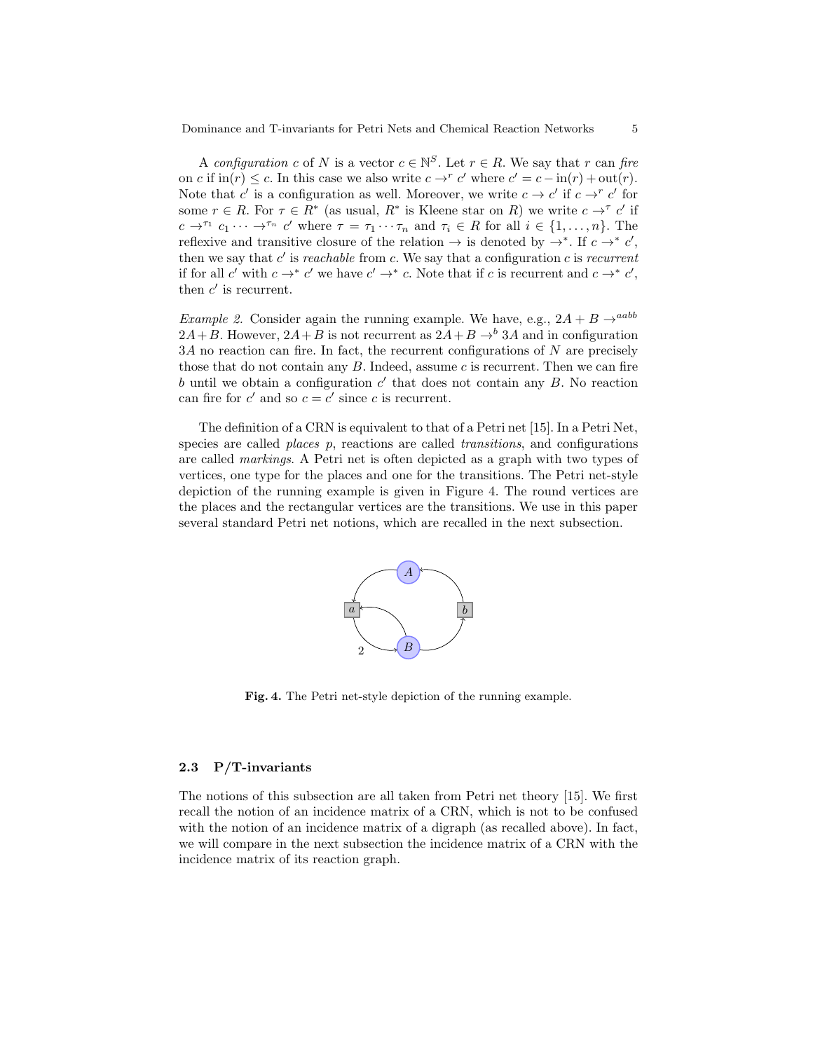A *configuration* $c$ of $N$ is a vector $c \in \mathbb{N}^S$. Let $r \in R$. We say that $r$ can *fire* on $c$ if $\mathrm{in}(r) \leq c$. In this case we also write $c \to^r c'$ where $c' = c - \mathrm{in}(r) + \mathrm{out}(r)$. Note that $c'$ is a configuration as well. Moreover, we write $c \to c'$ if $c \to^r c'$ for some $r \in R$. For $\tau \in R^*$ (as usual, $R^*$ is Kleene star on $R$) we write $c \to^\tau c'$ if $c \to^{\tau_1} c_1 \cdots \to^{\tau_n} c'$ where $\tau = \tau_1 \cdots \tau_n$ and $\tau_i \in R$ for all $i \in \{1, \ldots, n\}$. The reflexive and transitive closure of the relation $\to$ is denoted by $\to^*$. If $c \to^* c'$, then we say that $c'$ is *reachable* from $c$. We say that a configuration $c$ is *recurrent* if for all $c'$ with $c \to^* c'$ we have $c' \to^* c$. Note that if $c$ is recurrent and $c \to^* c'$, then $c'$ is recurrent.

*Example 2.* Consider again the running example. We have, e.g., $2A + B \to^{aabb} 2A + B$. However, $2A + B$ is not recurrent as $2A + B \to^b 3A$ and in configuration $3A$ no reaction can fire. In fact, the recurrent configurations of $N$ are precisely those that do not contain any $B$. Indeed, assume $c$ is recurrent. Then we can fire $b$ until we obtain a configuration $c'$ that does not contain any $B$. No reaction can fire for $c'$ and so $c = c'$ since $c$ is recurrent.

The definition of a CRN is equivalent to that of a Petri net [15]. In a Petri Net, species are called *places* $p$, reactions are called *transitions*, and configurations are called *markings*. A Petri net is often depicted as a graph with two types of vertices, one type for the places and one for the transitions. The Petri net-style depiction of the running example is given in Figure 4. The round vertices are the places and the rectangular vertices are the transitions. We use in this paper several standard Petri net notions, which are recalled in the next subsection.

**Fig. 4.** The Petri net-style depiction of the running example.

### 2.3 P/T-invariants

The notions of this subsection are all taken from Petri net theory [15]. We first recall the notion of an incidence matrix of a CRN, which is not to be confused with the notion of an incidence matrix of a digraph (as recalled above). In fact, we will compare in the next subsection the incidence matrix of a CRN with the incidence matrix of its reaction graph.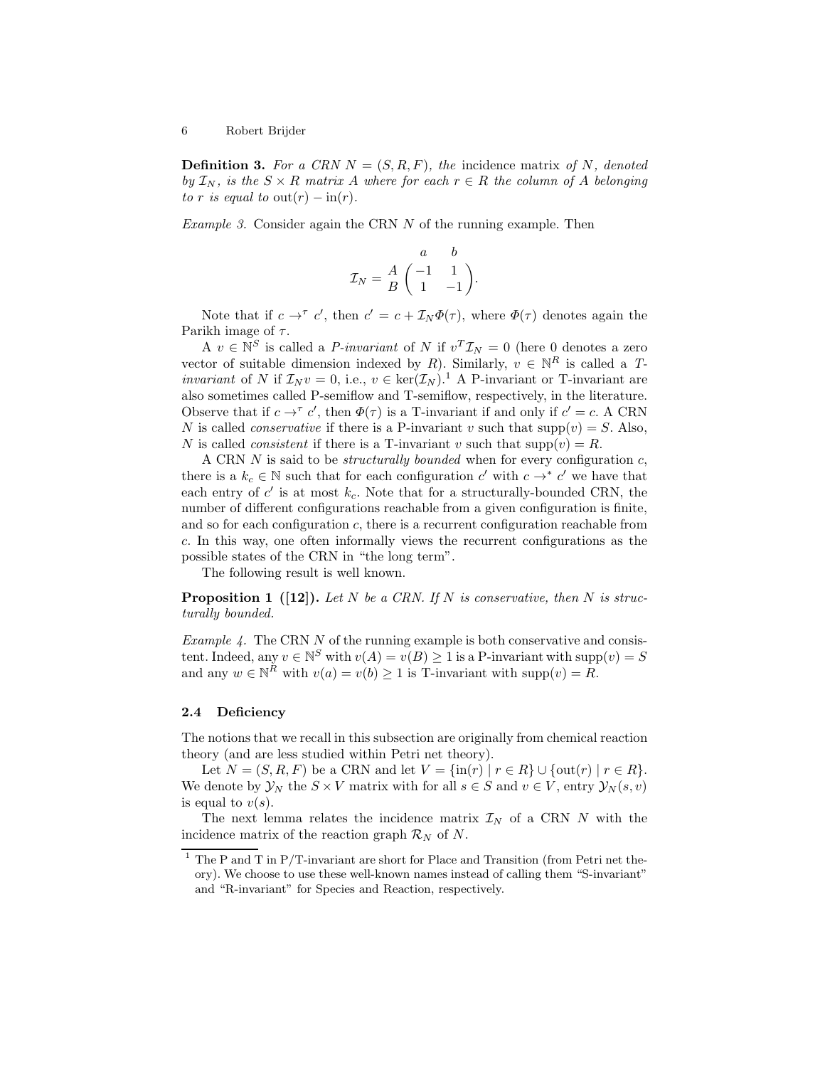**Definition 3.** *For a CRN $N = (S, R, F)$, the* incidence matrix *of $N$, denoted by $\mathcal{I}_N$, is the $S \times R$ matrix $A$ where for each $r \in R$ the column of $A$ belonging to $r$ is equal to* $\mathrm{out}(r) - \mathrm{in}(r)$.

*Example 3.* Consider again the CRN $N$ of the running example. Then

$$\mathcal{I}_N = \begin{array}{c} \\ A \\ B \end{array} \begin{array}{c} \begin{array}{cc} a & \;\; b \end{array} \\ \begin{pmatrix} -1 & 1 \\ 1 & -1 \end{pmatrix} \end{array}.$$

Note that if $c \rightarrow^{\tau} c'$, then $c' = c + \mathcal{I}_N \Phi(\tau)$, where $\Phi(\tau)$ denotes again the Parikh image of $\tau$.

A $v \in \mathbb{N}^S$ is called a *P-invariant* of $N$ if $v^T \mathcal{I}_N = 0$ (here 0 denotes a zero vector of suitable dimension indexed by $R$). Similarly, $v \in \mathbb{N}^R$ is called a *T-invariant* of $N$ if $\mathcal{I}_N v = 0$, i.e., $v \in \ker(\mathcal{I}_N)$.[1] A P-invariant or T-invariant are also sometimes called P-semiflow and T-semiflow, respectively, in the literature. Observe that if $c \rightarrow^{\tau} c'$, then $\Phi(\tau)$ is a T-invariant if and only if $c' = c$. A CRN $N$ is called *conservative* if there is a P-invariant $v$ such that $\mathrm{supp}(v) = S$. Also, $N$ is called *consistent* if there is a T-invariant $v$ such that $\mathrm{supp}(v) = R$.

A CRN $N$ is said to be *structurally bounded* when for every configuration $c$, there is a $k_c \in \mathbb{N}$ such that for each configuration $c'$ with $c \rightarrow^{*} c'$ we have that each entry of $c'$ is at most $k_c$. Note that for a structurally-bounded CRN, the number of different configurations reachable from a given configuration is finite, and so for each configuration $c$, there is a recurrent configuration reachable from $c$. In this way, one often informally views the recurrent configurations as the possible states of the CRN in "the long term".

The following result is well known.

**Proposition 1 ([12]).** *Let $N$ be a CRN. If $N$ is conservative, then $N$ is structurally bounded.*

*Example 4.* The CRN $N$ of the running example is both conservative and consistent. Indeed, any $v \in \mathbb{N}^S$ with $v(A) = v(B) \geq 1$ is a P-invariant with $\mathrm{supp}(v) = S$ and any $w \in \mathbb{N}^R$ with $v(a) = v(b) \geq 1$ is T-invariant with $\mathrm{supp}(v) = R$.

### 2.4 Deficiency

The notions that we recall in this subsection are originally from chemical reaction theory (and are less studied within Petri net theory).

Let $N = (S, R, F)$ be a CRN and let $V = \{\mathrm{in}(r) \mid r \in R\} \cup \{\mathrm{out}(r) \mid r \in R\}$. We denote by $\mathcal{Y}_N$ the $S \times V$ matrix with for all $s \in S$ and $v \in V$, entry $\mathcal{Y}_N(s, v)$ is equal to $v(s)$.

The next lemma relates the incidence matrix $\mathcal{I}_N$ of a CRN $N$ with the incidence matrix of the reaction graph $\mathcal{R}_N$ of $N$.

[1] The P and T in P/T-invariant are short for Place and Transition (from Petri net theory). We choose to use these well-known names instead of calling them "S-invariant" and "R-invariant" for Species and Reaction, respectively.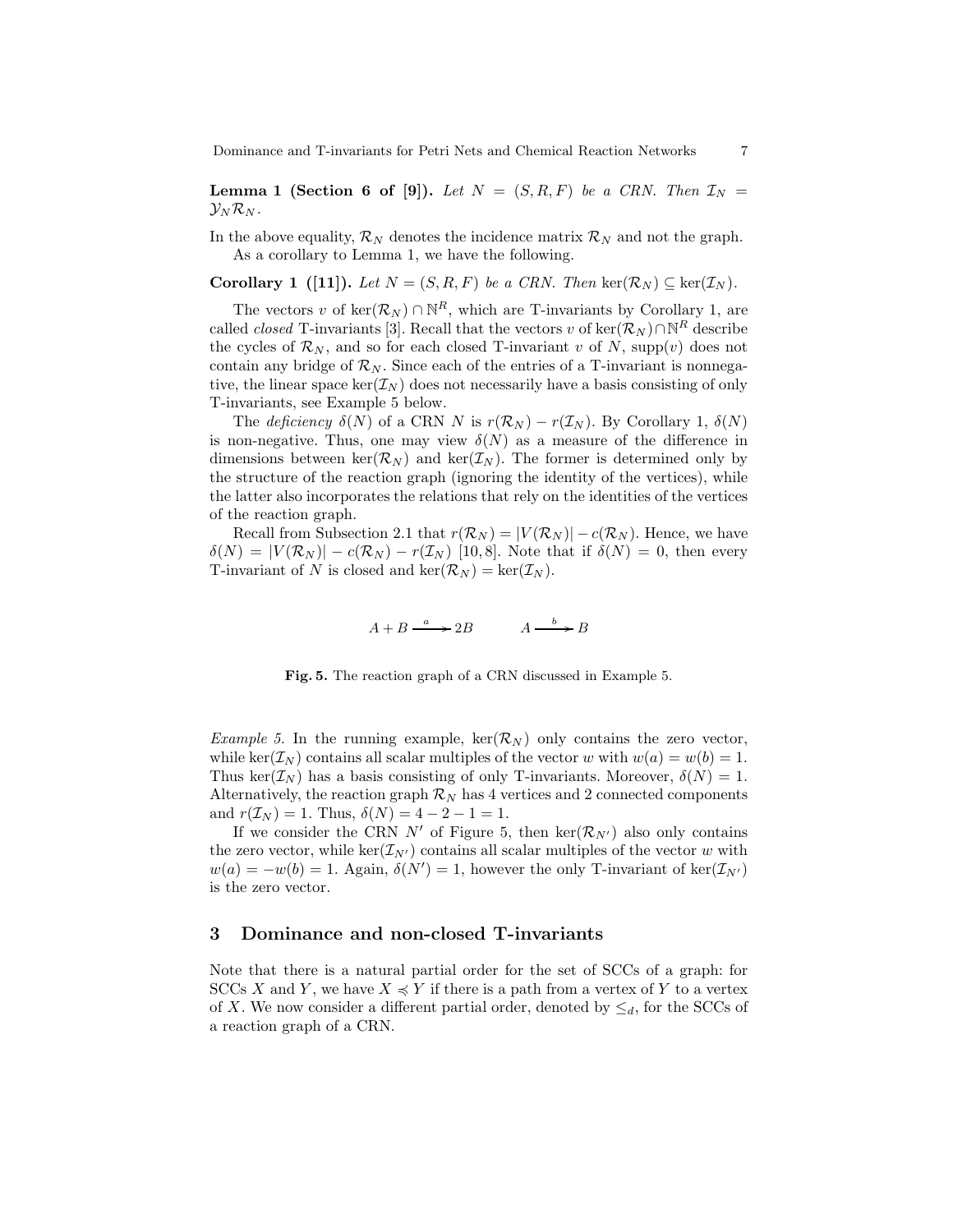**Lemma 1 (Section 6 of [9]).** *Let $N = (S, R, F)$ be a CRN. Then $\mathcal{I}_N = \mathcal{Y}_N \mathcal{R}_N$.*

In the above equality, $\mathcal{R}_N$ denotes the incidence matrix $\mathcal{R}_N$ and not the graph.

As a corollary to Lemma 1, we have the following.

**Corollary 1 ([11]).** *Let $N = (S, R, F)$ be a CRN. Then $\ker(\mathcal{R}_N) \subseteq \ker(\mathcal{I}_N)$.*

The vectors $v$ of $\ker(\mathcal{R}_N) \cap \mathbb{N}^R$, which are T-invariants by Corollary 1, are called *closed* T-invariants [3]. Recall that the vectors $v$ of $\ker(\mathcal{R}_N) \cap \mathbb{N}^R$ describe the cycles of $\mathcal{R}_N$, and so for each closed T-invariant $v$ of $N$, $\mathrm{supp}(v)$ does not contain any bridge of $\mathcal{R}_N$. Since each of the entries of a T-invariant is nonnegative, the linear space $\ker(\mathcal{I}_N)$ does not necessarily have a basis consisting of only T-invariants, see Example 5 below.

The *deficiency* $\delta(N)$ of a CRN $N$ is $r(\mathcal{R}_N) - r(\mathcal{I}_N)$. By Corollary 1, $\delta(N)$ is non-negative. Thus, one may view $\delta(N)$ as a measure of the difference in dimensions between $\ker(\mathcal{R}_N)$ and $\ker(\mathcal{I}_N)$. The former is determined only by the structure of the reaction graph (ignoring the identity of the vertices), while the latter also incorporates the relations that rely on the identities of the vertices of the reaction graph.

Recall from Subsection 2.1 that $r(\mathcal{R}_N) = |V(\mathcal{R}_N)| - c(\mathcal{R}_N)$. Hence, we have $\delta(N) = |V(\mathcal{R}_N)| - c(\mathcal{R}_N) - r(\mathcal{I}_N)$ [10, 8]. Note that if $\delta(N) = 0$, then every T-invariant of $N$ is closed and $\ker(\mathcal{R}_N) = \ker(\mathcal{I}_N)$.

$$A + B \xrightarrow{a} 2B \qquad A \xrightarrow{b} B$$

**Fig. 5.** The reaction graph of a CRN discussed in Example 5.

*Example 5.* In the running example, $\ker(\mathcal{R}_N)$ only contains the zero vector, while $\ker(\mathcal{I}_N)$ contains all scalar multiples of the vector $w$ with $w(a) = w(b) = 1$. Thus $\ker(\mathcal{I}_N)$ has a basis consisting of only T-invariants. Moreover, $\delta(N) = 1$. Alternatively, the reaction graph $\mathcal{R}_N$ has 4 vertices and 2 connected components and $r(\mathcal{I}_N) = 1$. Thus, $\delta(N) = 4 - 2 - 1 = 1$.

If we consider the CRN $N'$ of Figure 5, then $\ker(\mathcal{R}_{N'})$ also only contains the zero vector, while $\ker(\mathcal{I}_{N'})$ contains all scalar multiples of the vector $w$ with $w(a) = -w(b) = 1$. Again, $\delta(N') = 1$, however the only T-invariant of $\ker(\mathcal{I}_{N'})$ is the zero vector.

## 3 Dominance and non-closed T-invariants

Note that there is a natural partial order for the set of SCCs of a graph: for SCCs $X$ and $Y$, we have $X \preccurlyeq Y$ if there is a path from a vertex of $Y$ to a vertex of $X$. We now consider a different partial order, denoted by $\leq_d$, for the SCCs of a reaction graph of a CRN.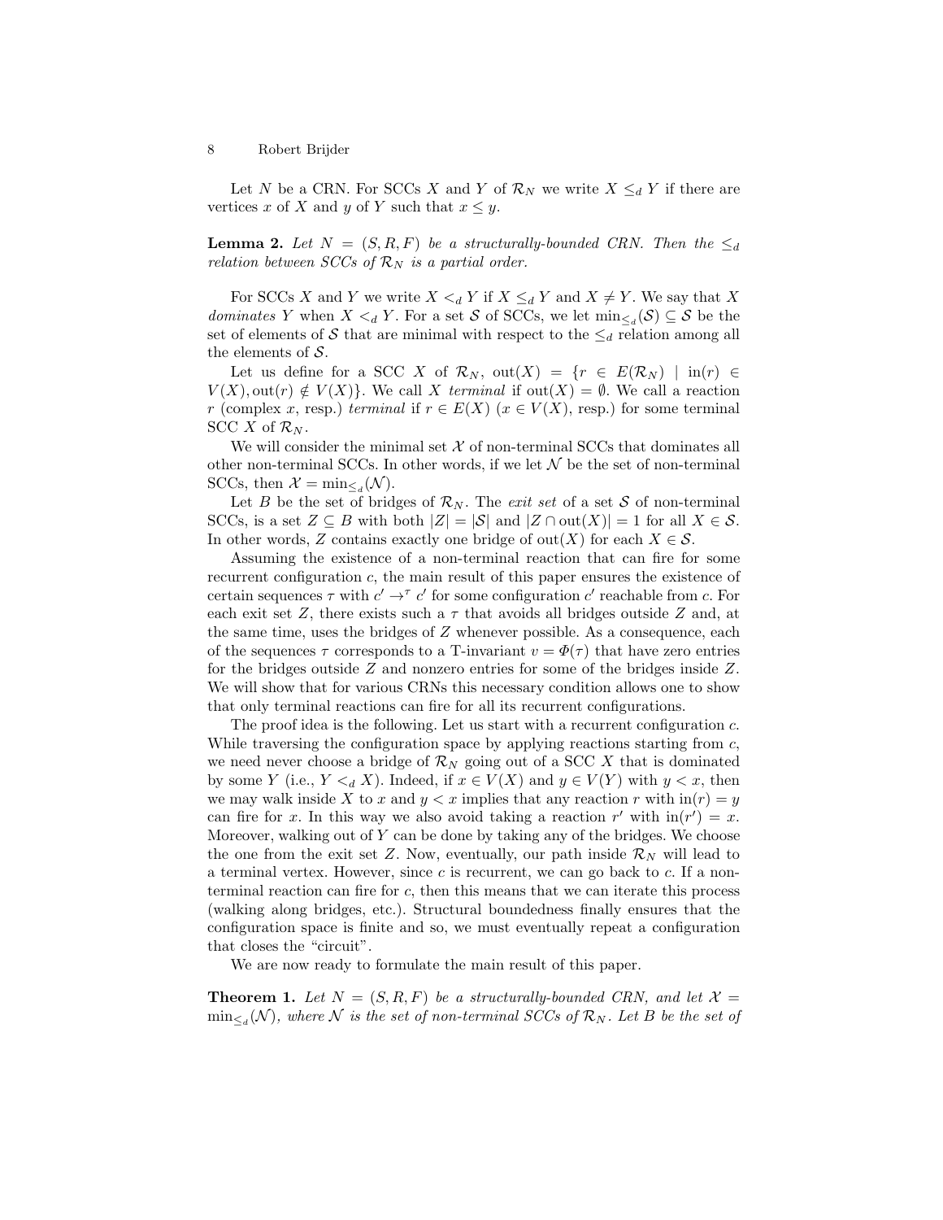Let $N$ be a CRN. For SCCs $X$ and $Y$ of $\mathcal{R}_N$ we write $X \leq_d Y$ if there are vertices $x$ of $X$ and $y$ of $Y$ such that $x \leq y$.

**Lemma 2.** *Let $N = (S, R, F)$ be a structurally-bounded CRN. Then the $\leq_d$ relation between SCCs of $\mathcal{R}_N$ is a partial order.*

For SCCs $X$ and $Y$ we write $X <_d Y$ if $X \leq_d Y$ and $X \neq Y$. We say that $X$ *dominates* $Y$ when $X <_d Y$. For a set $\mathcal{S}$ of SCCs, we let $\min_{\leq_d}(\mathcal{S}) \subseteq \mathcal{S}$ be the set of elements of $\mathcal{S}$ that are minimal with respect to the $\leq_d$ relation among all the elements of $\mathcal{S}$.

Let us define for a SCC $X$ of $\mathcal{R}_N$, $\mathrm{out}(X) = \{r \in E(\mathcal{R}_N) \mid \mathrm{in}(r) \in V(X), \mathrm{out}(r) \notin V(X)\}$. We call $X$ *terminal* if $\mathrm{out}(X) = \emptyset$. We call a reaction $r$ (complex $x$, resp.) *terminal* if $r \in E(X)$ ($x \in V(X)$, resp.) for some terminal SCC $X$ of $\mathcal{R}_N$.

We will consider the minimal set $\mathcal{X}$ of non-terminal SCCs that dominates all other non-terminal SCCs. In other words, if we let $\mathcal{N}$ be the set of non-terminal SCCs, then $\mathcal{X} = \min_{\leq_d}(\mathcal{N})$.

Let $B$ be the set of bridges of $\mathcal{R}_N$. The *exit set* of a set $\mathcal{S}$ of non-terminal SCCs, is a set $Z \subseteq B$ with both $|Z| = |\mathcal{S}|$ and $|Z \cap \mathrm{out}(X)| = 1$ for all $X \in \mathcal{S}$. In other words, $Z$ contains exactly one bridge of $\mathrm{out}(X)$ for each $X \in \mathcal{S}$.

Assuming the existence of a non-terminal reaction that can fire for some recurrent configuration $c$, the main result of this paper ensures the existence of certain sequences $\tau$ with $c' \rightarrow^{\tau} c'$ for some configuration $c'$ reachable from $c$. For each exit set $Z$, there exists such a $\tau$ that avoids all bridges outside $Z$ and, at the same time, uses the bridges of $Z$ whenever possible. As a consequence, each of the sequences $\tau$ corresponds to a T-invariant $v = \Phi(\tau)$ that have zero entries for the bridges outside $Z$ and nonzero entries for some of the bridges inside $Z$. We will show that for various CRNs this necessary condition allows one to show that only terminal reactions can fire for all its recurrent configurations.

The proof idea is the following. Let us start with a recurrent configuration $c$. While traversing the configuration space by applying reactions starting from $c$, we need never choose a bridge of $\mathcal{R}_N$ going out of a SCC $X$ that is dominated by some $Y$ (i.e., $Y <_d X$). Indeed, if $x \in V(X)$ and $y \in V(Y)$ with $y < x$, then we may walk inside $X$ to $x$ and $y < x$ implies that any reaction $r$ with $\mathrm{in}(r) = y$ can fire for $x$. In this way we also avoid taking a reaction $r'$ with $\mathrm{in}(r') = x$. Moreover, walking out of $Y$ can be done by taking any of the bridges. We choose the one from the exit set $Z$. Now, eventually, our path inside $\mathcal{R}_N$ will lead to a terminal vertex. However, since $c$ is recurrent, we can go back to $c$. If a non-terminal reaction can fire for $c$, then this means that we can iterate this process (walking along bridges, etc.). Structural boundedness finally ensures that the configuration space is finite and so, we must eventually repeat a configuration that closes the "circuit".

We are now ready to formulate the main result of this paper.

**Theorem 1.** *Let $N = (S, R, F)$ be a structurally-bounded CRN, and let $\mathcal{X} = \min_{\leq_d}(\mathcal{N})$, where $\mathcal{N}$ is the set of non-terminal SCCs of $\mathcal{R}_N$. Let $B$ be the set of*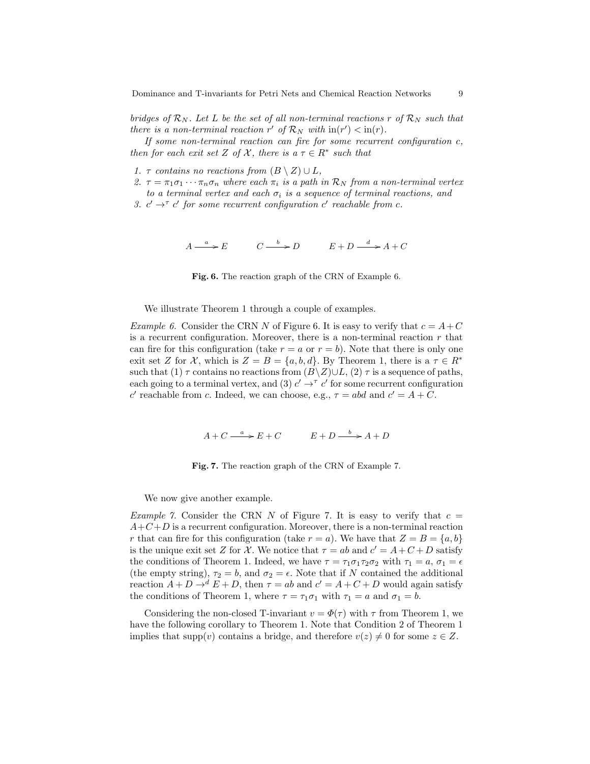*bridges of $\mathcal{R}_N$. Let $L$ be the set of all non-terminal reactions $r$ of $\mathcal{R}_N$ such that there is a non-terminal reaction $r'$ of $\mathcal{R}_N$ with $\mathrm{in}(r') < \mathrm{in}(r)$.*

*If some non-terminal reaction can fire for some recurrent configuration $c$, then for each exit set $Z$ of $\mathcal{X}$, there is a $\tau \in R^*$ such that*

1. *$\tau$ contains no reactions from $(B \setminus Z) \cup L$,*
2. *$\tau = \pi_1\sigma_1 \cdots \pi_n\sigma_n$ where each $\pi_i$ is a path in $\mathcal{R}_N$ from a non-terminal vertex to a terminal vertex and each $\sigma_i$ is a sequence of terminal reactions, and*
3. *$c' \rightarrow^{\tau} c'$ for some recurrent configuration $c'$ reachable from $c$.*

$$A \xrightarrow{a} E \qquad C \xrightarrow{b} D \qquad E + D \xrightarrow{d} A + C$$

**Fig. 6.** The reaction graph of the CRN of Example 6.

We illustrate Theorem 1 through a couple of examples.

*Example 6.* Consider the CRN $N$ of Figure 6. It is easy to verify that $c = A + C$ is a recurrent configuration. Moreover, there is a non-terminal reaction $r$ that can fire for this configuration (take $r = a$ or $r = b$). Note that there is only one exit set $Z$ for $\mathcal{X}$, which is $Z = B = \{a, b, d\}$. By Theorem 1, there is a $\tau \in R^*$ such that (1) $\tau$ contains no reactions from $(B \setminus Z) \cup L$, (2) $\tau$ is a sequence of paths, each going to a terminal vertex, and (3) $c' \rightarrow^{\tau} c'$ for some recurrent configuration $c'$ reachable from $c$. Indeed, we can choose, e.g., $\tau = abd$ and $c' = A + C$.

$$A + C \xrightarrow{a} E + C \qquad E + D \xrightarrow{b} A + D$$

**Fig. 7.** The reaction graph of the CRN of Example 7.

We now give another example.

*Example 7.* Consider the CRN $N$ of Figure 7. It is easy to verify that $c = A + C + D$ is a recurrent configuration. Moreover, there is a non-terminal reaction $r$ that can fire for this configuration (take $r = a$). We have that $Z = B = \{a, b\}$ is the unique exit set $Z$ for $\mathcal{X}$. We notice that $\tau = ab$ and $c' = A + C + D$ satisfy the conditions of Theorem 1. Indeed, we have $\tau = \tau_1\sigma_1\tau_2\sigma_2$ with $\tau_1 = a$, $\sigma_1 = \epsilon$ (the empty string), $\tau_2 = b$, and $\sigma_2 = \epsilon$. Note that if $N$ contained the additional reaction $A + D \rightarrow^{d} E + D$, then $\tau = ab$ and $c' = A + C + D$ would again satisfy the conditions of Theorem 1, where $\tau = \tau_1\sigma_1$ with $\tau_1 = a$ and $\sigma_1 = b$.

Considering the non-closed T-invariant $v = \Phi(\tau)$ with $\tau$ from Theorem 1, we have the following corollary to Theorem 1. Note that Condition 2 of Theorem 1 implies that $\mathrm{supp}(v)$ contains a bridge, and therefore $v(z) \neq 0$ for some $z \in Z$.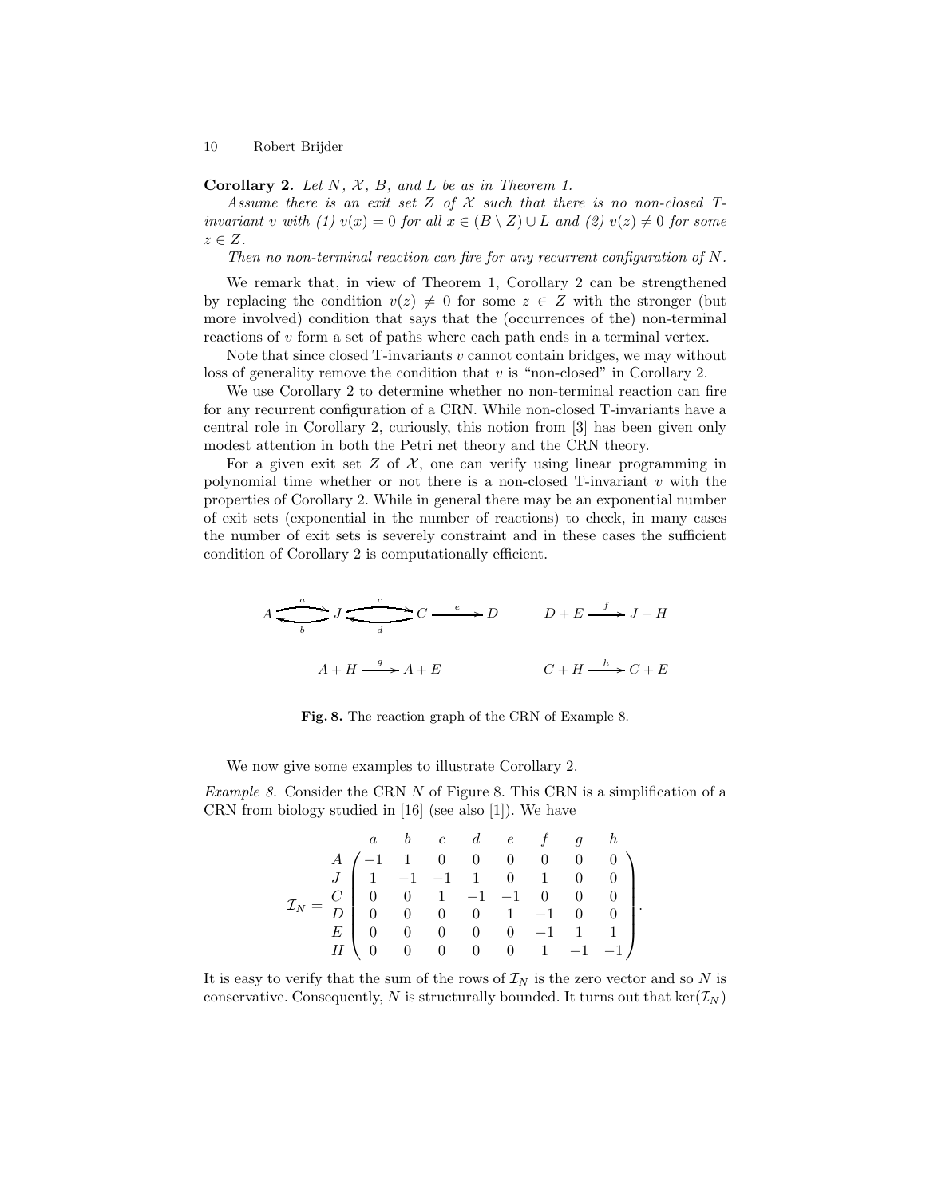**Corollary 2.** *Let $N$, $\mathcal{X}$, $B$, and $L$ be as in Theorem 1.*

*Assume there is an exit set $Z$ of $\mathcal{X}$ such that there is no non-closed T-invariant $v$ with (1) $v(x) = 0$ for all $x \in (B \setminus Z) \cup L$ and (2) $v(z) \neq 0$ for some $z \in Z$.*

*Then no non-terminal reaction can fire for any recurrent configuration of $N$.*

We remark that, in view of Theorem 1, Corollary 2 can be strengthened by replacing the condition $v(z) \neq 0$ for some $z \in Z$ with the stronger (but more involved) condition that says that the (occurrences of the) non-terminal reactions of $v$ form a set of paths where each path ends in a terminal vertex.

Note that since closed T-invariants $v$ cannot contain bridges, we may without loss of generality remove the condition that $v$ is "non-closed" in Corollary 2.

We use Corollary 2 to determine whether no non-terminal reaction can fire for any recurrent configuration of a CRN. While non-closed T-invariants have a central role in Corollary 2, curiously, this notion from [3] has been given only modest attention in both the Petri net theory and the CRN theory.

For a given exit set $Z$ of $\mathcal{X}$, one can verify using linear programming in polynomial time whether or not there is a non-closed T-invariant $v$ with the properties of Corollary 2. While in general there may be an exponential number of exit sets (exponential in the number of reactions) to check, in many cases the number of exit sets is severely constraint and in these cases the sufficient condition of Corollary 2 is computationally efficient.

$$A \underset{b}{\overset{a}{\rightleftharpoons}} J \underset{d}{\overset{c}{\rightleftharpoons}} C \xrightarrow{e} D \qquad D + E \xrightarrow{f} J + H$$

$$A + H \xrightarrow{g} A + E \qquad C + H \xrightarrow{h} C + E$$

**Fig. 8.** The reaction graph of the CRN of Example 8.

We now give some examples to illustrate Corollary 2.

*Example 8.* Consider the CRN $N$ of Figure 8. This CRN is a simplification of a CRN from biology studied in [16] (see also [1]). We have

$$\mathcal{I}_N = \begin{array}{c} \\ A \\ J \\ C \\ D \\ E \\ H \end{array} \begin{array}{c} \begin{array}{cccccccc} a & b & c & d & e & f & g & h \end{array} \\ \begin{pmatrix} -1 & 1 & 0 & 0 & 0 & 0 & 0 & 0 \\ 1 & -1 & -1 & 1 & 0 & 1 & 0 & 0 \\ 0 & 0 & 1 & -1 & -1 & 0 & 0 & 0 \\ 0 & 0 & 0 & 0 & 1 & -1 & 0 & 0 \\ 0 & 0 & 0 & 0 & 0 & -1 & 1 & 1 \\ 0 & 0 & 0 & 0 & 0 & 1 & -1 & -1 \end{pmatrix} \end{array}.$$

It is easy to verify that the sum of the rows of $\mathcal{I}_N$ is the zero vector and so $N$ is conservative. Consequently, $N$ is structurally bounded. It turns out that $\ker(\mathcal{I}_N)$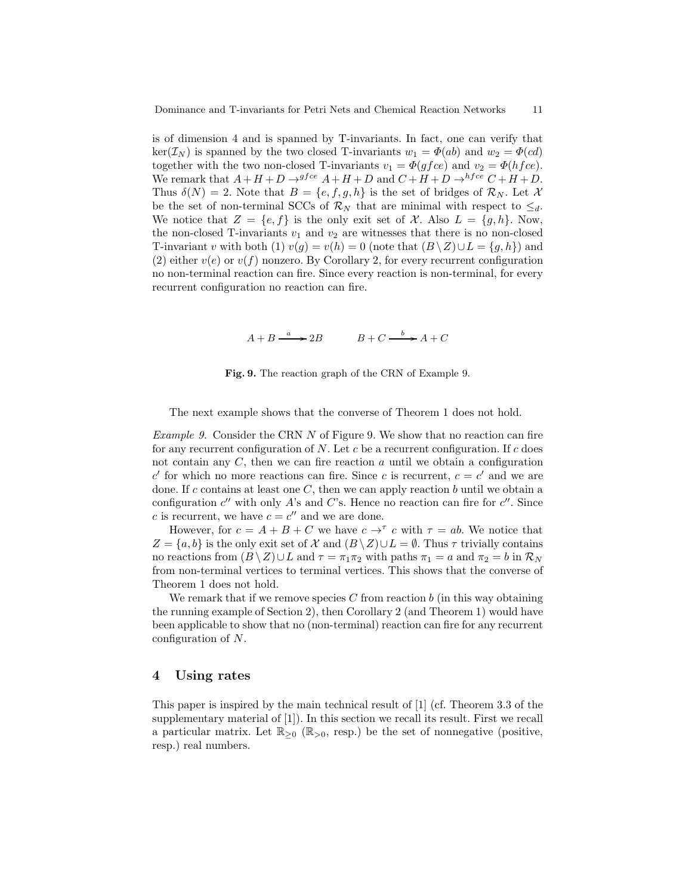is of dimension 4 and is spanned by T-invariants. In fact, one can verify that $\ker(\mathcal{I}_N)$ is spanned by the two closed T-invariants $w_1 = \Phi(ab)$ and $w_2 = \Phi(cd)$ together with the two non-closed T-invariants $v_1 = \Phi(gfce)$ and $v_2 = \Phi(hfce)$. We remark that $A+H+D \rightarrow^{gfce} A+H+D$ and $C+H+D \rightarrow^{hfce} C+H+D$. Thus $\delta(N) = 2$. Note that $B = \{e, f, g, h\}$ is the set of bridges of $\mathcal{R}_N$. Let $\mathcal{X}$ be the set of non-terminal SCCs of $\mathcal{R}_N$ that are minimal with respect to $\leq_d$. We notice that $Z = \{e, f\}$ is the only exit set of $\mathcal{X}$. Also $L = \{g, h\}$. Now, the non-closed T-invariants $v_1$ and $v_2$ are witnesses that there is no non-closed T-invariant $v$ with both (1) $v(g) = v(h) = 0$ (note that $(B \setminus Z) \cup L = \{g, h\}$) and (2) either $v(e)$ or $v(f)$ nonzero. By Corollary 2, for every recurrent configuration no non-terminal reaction can fire. Since every reaction is non-terminal, for every recurrent configuration no reaction can fire.

$$A + B \xrightarrow{a} 2B \qquad\qquad B + C \xrightarrow{b} A + C$$

**Fig. 9.** The reaction graph of the CRN of Example 9.

The next example shows that the converse of Theorem 1 does not hold.

*Example 9.* Consider the CRN $N$ of Figure 9. We show that no reaction can fire for any recurrent configuration of $N$. Let $c$ be a recurrent configuration. If $c$ does not contain any $C$, then we can fire reaction $a$ until we obtain a configuration $c'$ for which no more reactions can fire. Since $c$ is recurrent, $c = c'$ and we are done. If $c$ contains at least one $C$, then we can apply reaction $b$ until we obtain a configuration $c''$ with only $A$'s and $C$'s. Hence no reaction can fire for $c''$. Since $c$ is recurrent, we have $c = c''$ and we are done.

However, for $c = A + B + C$ we have $c \rightarrow^{\tau} c$ with $\tau = ab$. We notice that $Z = \{a, b\}$ is the only exit set of $\mathcal{X}$ and $(B \setminus Z) \cup L = \emptyset$. Thus $\tau$ trivially contains no reactions from $(B \setminus Z) \cup L$ and $\tau = \pi_1 \pi_2$ with paths $\pi_1 = a$ and $\pi_2 = b$ in $\mathcal{R}_N$ from non-terminal vertices to terminal vertices. This shows that the converse of Theorem 1 does not hold.

We remark that if we remove species $C$ from reaction $b$ (in this way obtaining the running example of Section 2), then Corollary 2 (and Theorem 1) would have been applicable to show that no (non-terminal) reaction can fire for any recurrent configuration of $N$.

## 4 Using rates

This paper is inspired by the main technical result of [1] (cf. Theorem 3.3 of the supplementary material of [1]). In this section we recall its result. First we recall a particular matrix. Let $\mathbb{R}_{\geq 0}$ ($\mathbb{R}_{>0}$, resp.) be the set of nonnegative (positive, resp.) real numbers.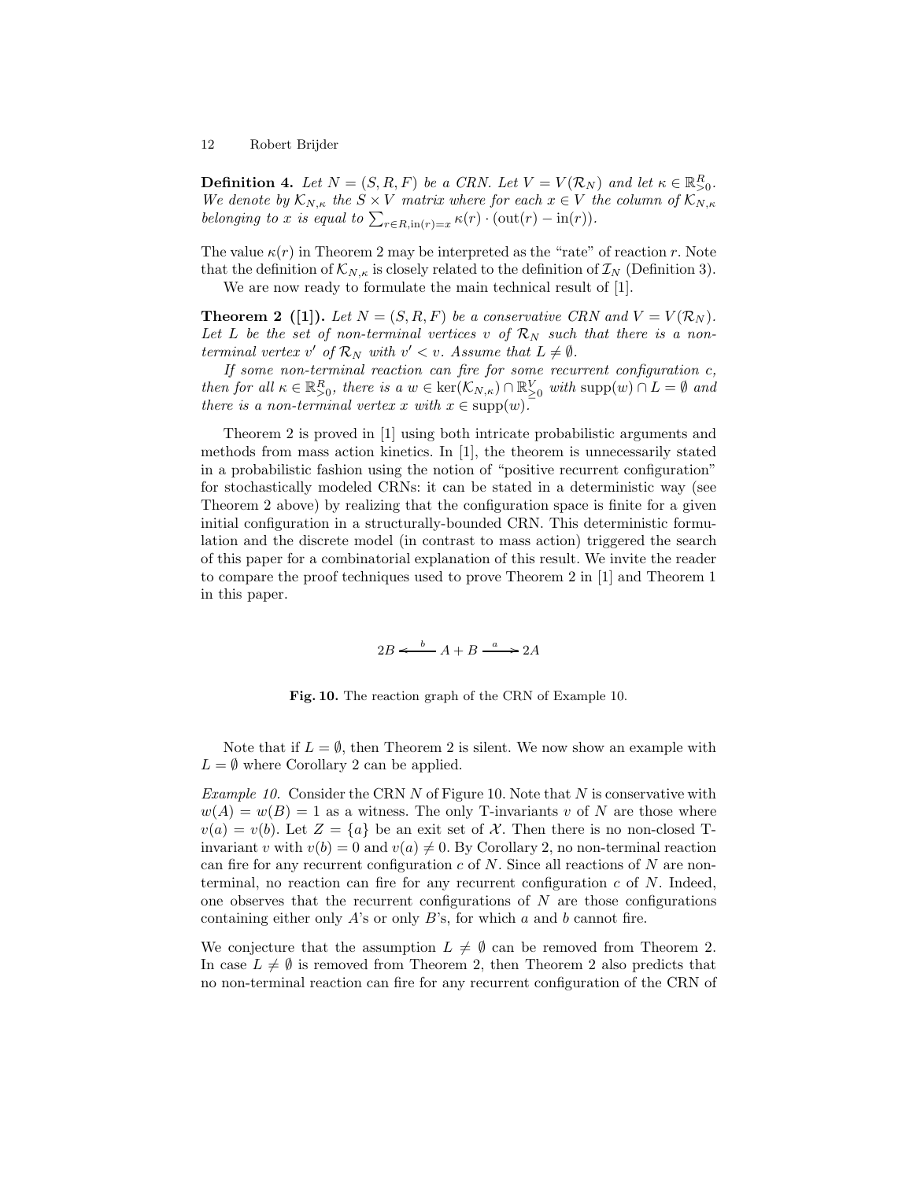**Definition 4.** *Let $N = (S, R, F)$ be a CRN. Let $V = V(\mathcal{R}_N)$ and let $\kappa \in \mathbb{R}^R_{>0}$. We denote by $\mathcal{K}_{N,\kappa}$ the $S \times V$ matrix where for each $x \in V$ the column of $\mathcal{K}_{N,\kappa}$ belonging to $x$ is equal to $\sum_{r \in R, \mathrm{in}(r)=x} \kappa(r) \cdot (\mathrm{out}(r) - \mathrm{in}(r))$.*

The value $\kappa(r)$ in Theorem 2 may be interpreted as the "rate" of reaction $r$. Note that the definition of $\mathcal{K}_{N,\kappa}$ is closely related to the definition of $\mathcal{I}_N$ (Definition 3).

We are now ready to formulate the main technical result of [1].

**Theorem 2 ([1]).** *Let $N = (S, R, F)$ be a conservative CRN and $V = V(\mathcal{R}_N)$. Let $L$ be the set of non-terminal vertices $v$ of $\mathcal{R}_N$ such that there is a non-terminal vertex $v'$ of $\mathcal{R}_N$ with $v' < v$. Assume that $L \neq \emptyset$.*

*If some non-terminal reaction can fire for some recurrent configuration $c$, then for all $\kappa \in \mathbb{R}^R_{>0}$, there is a $w \in \ker(\mathcal{K}_{N,\kappa}) \cap \mathbb{R}^V_{\geq 0}$ with $\mathrm{supp}(w) \cap L = \emptyset$ and there is a non-terminal vertex $x$ with $x \in \mathrm{supp}(w)$.*

Theorem 2 is proved in [1] using both intricate probabilistic arguments and methods from mass action kinetics. In [1], the theorem is unnecessarily stated in a probabilistic fashion using the notion of "positive recurrent configuration" for stochastically modeled CRNs: it can be stated in a deterministic way (see Theorem 2 above) by realizing that the configuration space is finite for a given initial configuration in a structurally-bounded CRN. This deterministic formulation and the discrete model (in contrast to mass action) triggered the search of this paper for a combinatorial explanation of this result. We invite the reader to compare the proof techniques used to prove Theorem 2 in [1] and Theorem 1 in this paper.

$$2B \xleftarrow{\ b\ } A + B \xrightarrow{\ a\ } 2A$$

**Fig. 10.** The reaction graph of the CRN of Example 10.

Note that if $L = \emptyset$, then Theorem 2 is silent. We now show an example with $L = \emptyset$ where Corollary 2 can be applied.

*Example 10.* Consider the CRN $N$ of Figure 10. Note that $N$ is conservative with $w(A) = w(B) = 1$ as a witness. The only T-invariants $v$ of $N$ are those where $v(a) = v(b)$. Let $Z = \{a\}$ be an exit set of $\mathcal{X}$. Then there is no non-closed T-invariant $v$ with $v(b) = 0$ and $v(a) \neq 0$. By Corollary 2, no non-terminal reaction can fire for any recurrent configuration $c$ of $N$. Since all reactions of $N$ are non-terminal, no reaction can fire for any recurrent configuration $c$ of $N$. Indeed, one observes that the recurrent configurations of $N$ are those configurations containing either only $A$'s or only $B$'s, for which $a$ and $b$ cannot fire.

We conjecture that the assumption $L \neq \emptyset$ can be removed from Theorem 2. In case $L \neq \emptyset$ is removed from Theorem 2, then Theorem 2 also predicts that no non-terminal reaction can fire for any recurrent configuration of the CRN of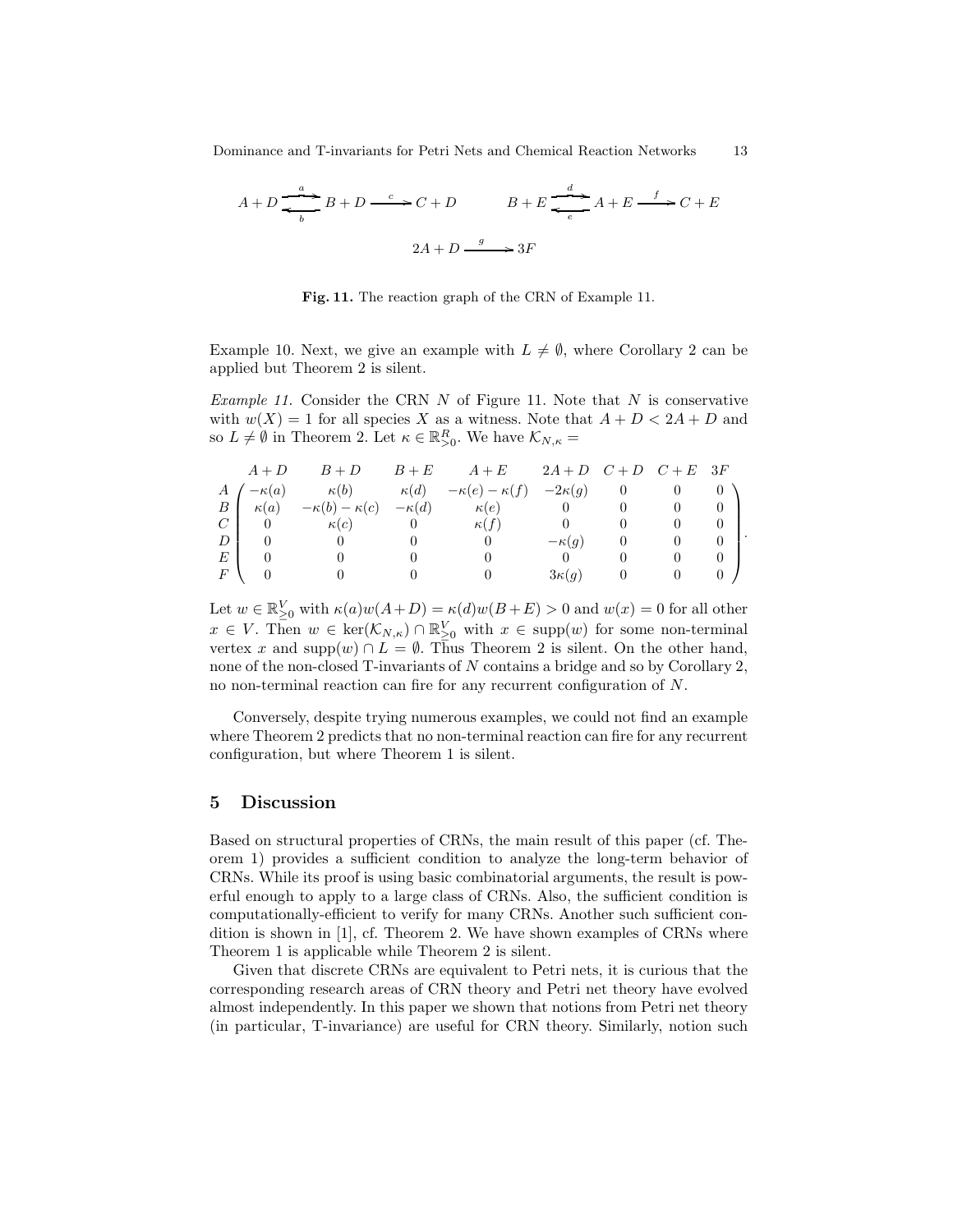$$A + D \underset{b}{\overset{a}{\rightleftharpoons}} B + D \xrightarrow{c} C + D \qquad B + E \underset{e}{\overset{d}{\rightleftharpoons}} A + E \xrightarrow{f} C + E$$

$$2A + D \xrightarrow{g} 3F$$

**Fig. 11.** The reaction graph of the CRN of Example 11.

Example 10. Next, we give an example with $L \neq \emptyset$, where Corollary 2 can be applied but Theorem 2 is silent.

*Example 11.* Consider the CRN $N$ of Figure 11. Note that $N$ is conservative with $w(X) = 1$ for all species $X$ as a witness. Note that $A + D < 2A + D$ and so $L \neq \emptyset$ in Theorem 2. Let $\kappa \in \mathbb{R}^R_{>0}$. We have $\mathcal{K}_{N,\kappa} =$

$$\begin{array}{c} \\ A \\ B \\ C \\ D \\ E \\ F \end{array}
\begin{array}{c} \begin{array}{cccccccc} A+D & B+D & B+E & A+E & 2A+D & C+D & C+E & 3F \end{array} \\
\begin{pmatrix}
-\kappa(a) & \kappa(b) & \kappa(d) & -\kappa(e)-\kappa(f) & -2\kappa(g) & 0 & 0 & 0 \\
\kappa(a) & -\kappa(b)-\kappa(c) & -\kappa(d) & \kappa(e) & 0 & 0 & 0 & 0 \\
0 & \kappa(c) & 0 & \kappa(f) & 0 & 0 & 0 & 0 \\
0 & 0 & 0 & 0 & -\kappa(g) & 0 & 0 & 0 \\
0 & 0 & 0 & 0 & 0 & 0 & 0 & 0 \\
0 & 0 & 0 & 0 & 3\kappa(g) & 0 & 0 & 0
\end{pmatrix} \end{array}.$$

Let $w \in \mathbb{R}^V_{\geq 0}$ with $\kappa(a)w(A+D) = \kappa(d)w(B+E) > 0$ and $w(x) = 0$ for all other $x \in V$. Then $w \in \ker(\mathcal{K}_{N,\kappa}) \cap \mathbb{R}^V_{\geq 0}$ with $x \in \text{supp}(w)$ for some non-terminal vertex $x$ and $\text{supp}(w) \cap L = \emptyset$. Thus Theorem 2 is silent. On the other hand, none of the non-closed T-invariants of $N$ contains a bridge and so by Corollary 2, no non-terminal reaction can fire for any recurrent configuration of $N$.

Conversely, despite trying numerous examples, we could not find an example where Theorem 2 predicts that no non-terminal reaction can fire for any recurrent configuration, but where Theorem 1 is silent.

## 5 Discussion

Based on structural properties of CRNs, the main result of this paper (cf. Theorem 1) provides a sufficient condition to analyze the long-term behavior of CRNs. While its proof is using basic combinatorial arguments, the result is powerful enough to apply to a large class of CRNs. Also, the sufficient condition is computationally-efficient to verify for many CRNs. Another such sufficient condition is shown in [1], cf. Theorem 2. We have shown examples of CRNs where Theorem 1 is applicable while Theorem 2 is silent.

Given that discrete CRNs are equivalent to Petri nets, it is curious that the corresponding research areas of CRN theory and Petri net theory have evolved almost independently. In this paper we shown that notions from Petri net theory (in particular, T-invariance) are useful for CRN theory. Similarly, notion such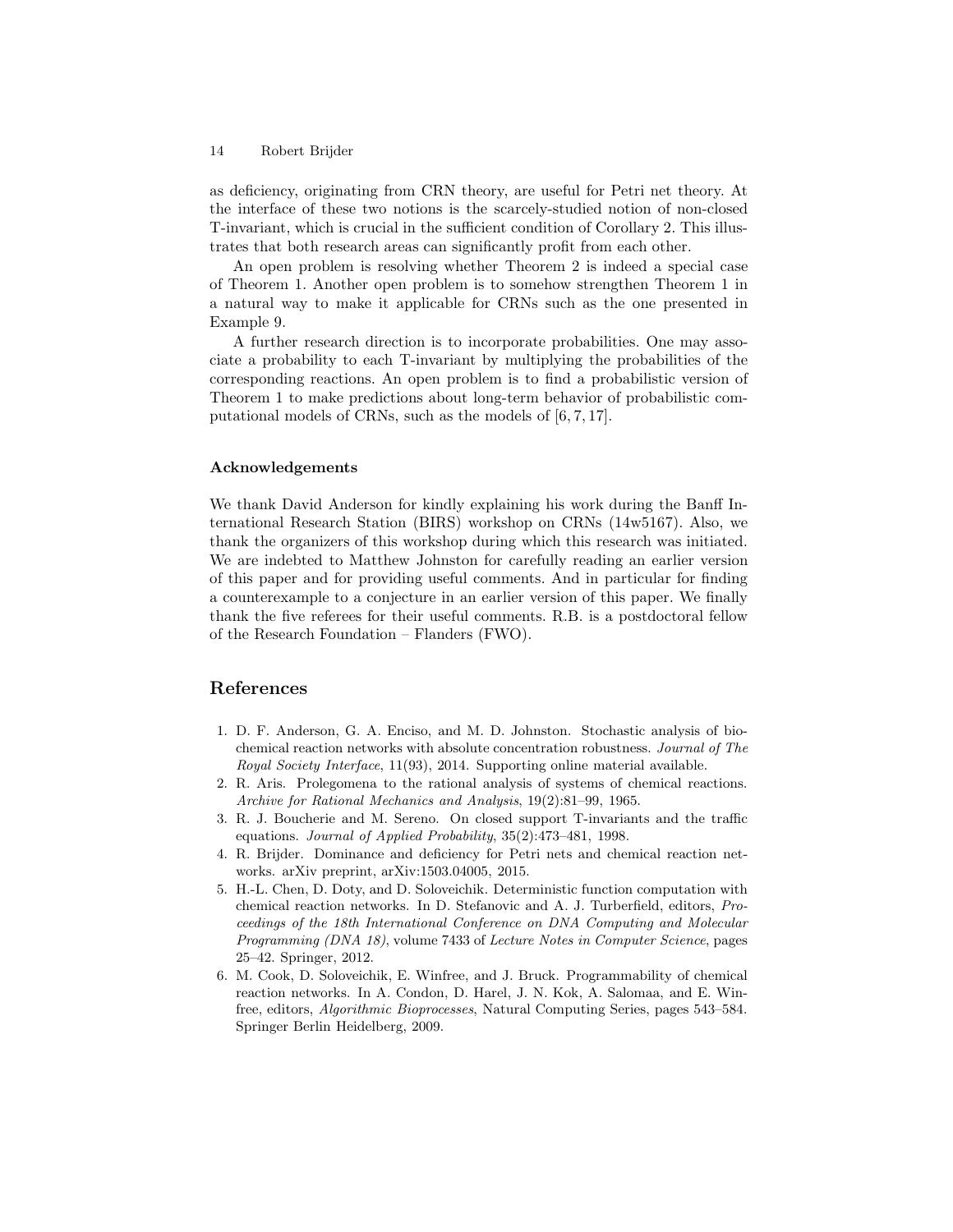as deficiency, originating from CRN theory, are useful for Petri net theory. At the interface of these two notions is the scarcely-studied notion of non-closed T-invariant, which is crucial in the sufficient condition of Corollary 2. This illustrates that both research areas can significantly profit from each other.

An open problem is resolving whether Theorem 2 is indeed a special case of Theorem 1. Another open problem is to somehow strengthen Theorem 1 in a natural way to make it applicable for CRNs such as the one presented in Example 9.

A further research direction is to incorporate probabilities. One may associate a probability to each T-invariant by multiplying the probabilities of the corresponding reactions. An open problem is to find a probabilistic version of Theorem 1 to make predictions about long-term behavior of probabilistic computational models of CRNs, such as the models of [6, 7, 17].

### Acknowledgements

We thank David Anderson for kindly explaining his work during the Banff International Research Station (BIRS) workshop on CRNs (14w5167). Also, we thank the organizers of this workshop during which this research was initiated. We are indebted to Matthew Johnston for carefully reading an earlier version of this paper and for providing useful comments. And in particular for finding a counterexample to a conjecture in an earlier version of this paper. We finally thank the five referees for their useful comments. R.B. is a postdoctoral fellow of the Research Foundation – Flanders (FWO).

## References

1. D. F. Anderson, G. A. Enciso, and M. D. Johnston. Stochastic analysis of biochemical reaction networks with absolute concentration robustness. *Journal of The Royal Society Interface*, 11(93), 2014. Supporting online material available.
2. R. Aris. Prolegomena to the rational analysis of systems of chemical reactions. *Archive for Rational Mechanics and Analysis*, 19(2):81–99, 1965.
3. R. J. Boucherie and M. Sereno. On closed support T-invariants and the traffic equations. *Journal of Applied Probability*, 35(2):473–481, 1998.
4. R. Brijder. Dominance and deficiency for Petri nets and chemical reaction networks. arXiv preprint, arXiv:1503.04005, 2015.
5. H.-L. Chen, D. Doty, and D. Soloveichik. Deterministic function computation with chemical reaction networks. In D. Stefanovic and A. J. Turberfield, editors, *Proceedings of the 18th International Conference on DNA Computing and Molecular Programming (DNA 18)*, volume 7433 of *Lecture Notes in Computer Science*, pages 25–42. Springer, 2012.
6. M. Cook, D. Soloveichik, E. Winfree, and J. Bruck. Programmability of chemical reaction networks. In A. Condon, D. Harel, J. N. Kok, A. Salomaa, and E. Winfree, editors, *Algorithmic Bioprocesses*, Natural Computing Series, pages 543–584. Springer Berlin Heidelberg, 2009.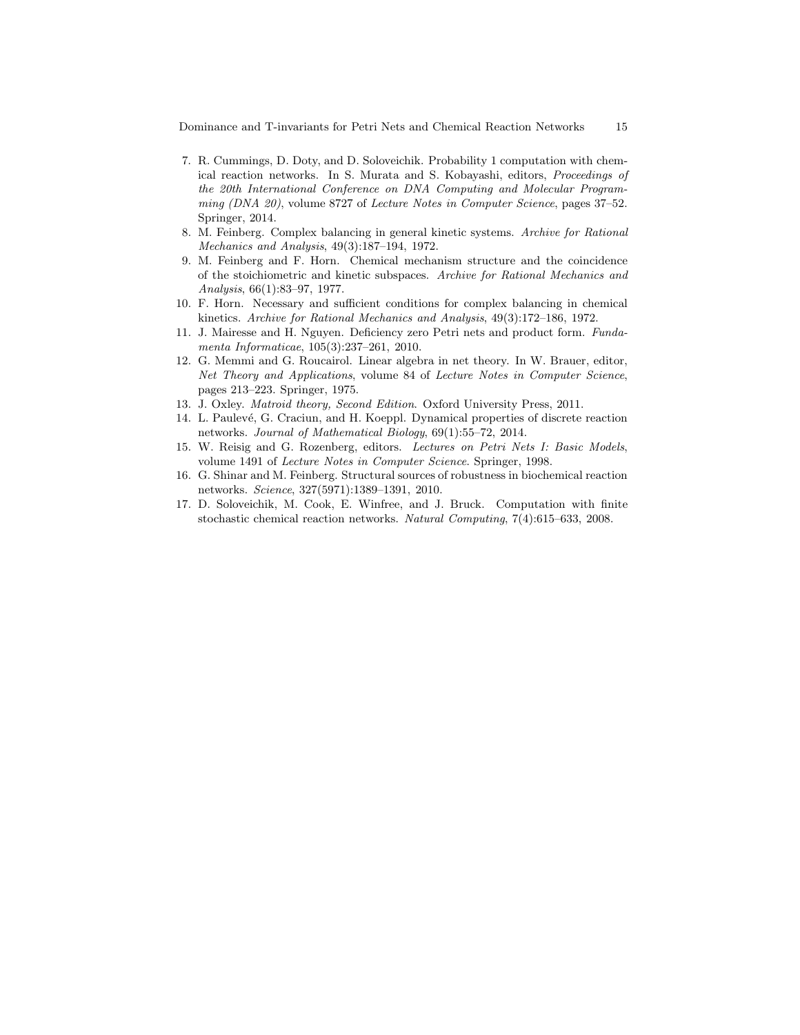7. R. Cummings, D. Doty, and D. Soloveichik. Probability 1 computation with chemical reaction networks. In S. Murata and S. Kobayashi, editors, *Proceedings of the 20th International Conference on DNA Computing and Molecular Programming (DNA 20)*, volume 8727 of *Lecture Notes in Computer Science*, pages 37–52. Springer, 2014.
8. M. Feinberg. Complex balancing in general kinetic systems. *Archive for Rational Mechanics and Analysis*, 49(3):187–194, 1972.
9. M. Feinberg and F. Horn. Chemical mechanism structure and the coincidence of the stoichiometric and kinetic subspaces. *Archive for Rational Mechanics and Analysis*, 66(1):83–97, 1977.
10. F. Horn. Necessary and sufficient conditions for complex balancing in chemical kinetics. *Archive for Rational Mechanics and Analysis*, 49(3):172–186, 1972.
11. J. Mairesse and H. Nguyen. Deficiency zero Petri nets and product form. *Fundamenta Informaticae*, 105(3):237–261, 2010.
12. G. Memmi and G. Roucairol. Linear algebra in net theory. In W. Brauer, editor, *Net Theory and Applications*, volume 84 of *Lecture Notes in Computer Science*, pages 213–223. Springer, 1975.
13. J. Oxley. *Matroid theory, Second Edition*. Oxford University Press, 2011.
14. L. Paulevé, G. Craciun, and H. Koeppl. Dynamical properties of discrete reaction networks. *Journal of Mathematical Biology*, 69(1):55–72, 2014.
15. W. Reisig and G. Rozenberg, editors. *Lectures on Petri Nets I: Basic Models*, volume 1491 of *Lecture Notes in Computer Science*. Springer, 1998.
16. G. Shinar and M. Feinberg. Structural sources of robustness in biochemical reaction networks. *Science*, 327(5971):1389–1391, 2010.
17. D. Soloveichik, M. Cook, E. Winfree, and J. Bruck. Computation with finite stochastic chemical reaction networks. *Natural Computing*, 7(4):615–633, 2008.